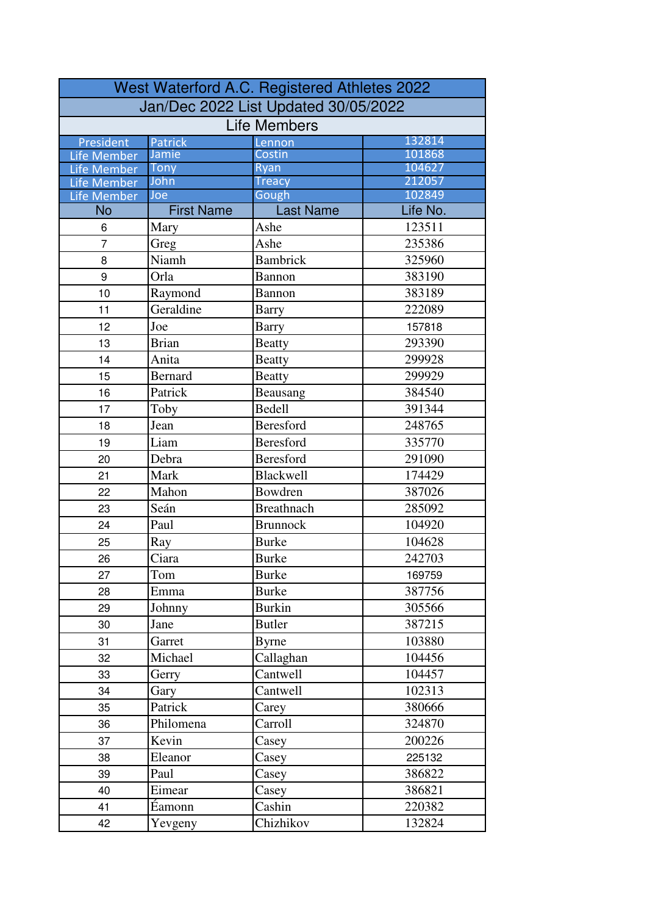| West Waterford A.C. Registered Athletes 2022 | | | |
|---|---|---|---|
| Jan/Dec 2022 List Updated 30/05/2022 | | | |
| Life Members | | | |
| President | Patrick | Lennon | 132814 |
| Life Member | Jamie | Costin | 101868 |
| Life Member | Tony | Ryan | 104627 |
| Life Member | John | Treacy | 212057 |
| Life Member | Joe | Gough | 102849 |
| No | First Name | Last Name | Life No. |
| 6 | Mary | Ashe | 123511 |
| 7 | Greg | Ashe | 235386 |
| 8 | Niamh | Bambrick | 325960 |
| 9 | Orla | Bannon | 383190 |
| 10 | Raymond | Bannon | 383189 |
| 11 | Geraldine | Barry | 222089 |
| 12 | Joe | Barry | 157818 |
| 13 | Brian | Beatty | 293390 |
| 14 | Anita | Beatty | 299928 |
| 15 | Bernard | Beatty | 299929 |
| 16 | Patrick | Beausang | 384540 |
| 17 | Toby | Bedell | 391344 |
| 18 | Jean | Beresford | 248765 |
| 19 | Liam | Beresford | 335770 |
| 20 | Debra | Beresford | 291090 |
| 21 | Mark | Blackwell | 174429 |
| 22 | Mahon | Bowdren | 387026 |
| 23 | Seán | Breathnach | 285092 |
| 24 | Paul | Brunnock | 104920 |
| 25 | Ray | Burke | 104628 |
| 26 | Ciara | Burke | 242703 |
| 27 | Tom | Burke | 169759 |
| 28 | Emma | Burke | 387756 |
| 29 | Johnny | Burkin | 305566 |
| 30 | Jane | Butler | 387215 |
| 31 | Garret | Byrne | 103880 |
| 32 | Michael | Callaghan | 104456 |
| 33 | Gerry | Cantwell | 104457 |
| 34 | Gary | Cantwell | 102313 |
| 35 | Patrick | Carey | 380666 |
| 36 | Philomena | Carroll | 324870 |
| 37 | Kevin | Casey | 200226 |
| 38 | Eleanor | Casey | 225132 |
| 39 | Paul | Casey | 386822 |
| 40 | Eimear | Casey | 386821 |
| 41 | Éamonn | Cashin | 220382 |
| 42 | Yevgeny | Chizhikov | 132824 |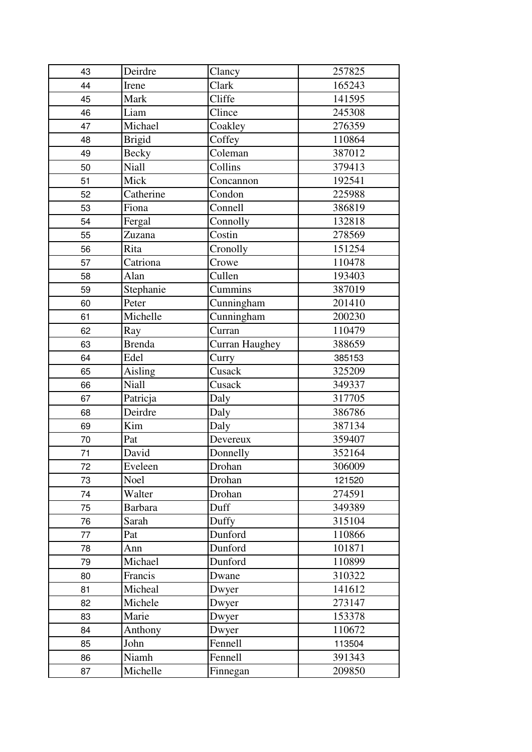| 43 | Deirdre | Clancy | 257825 |
|---|---|---|---|
| 44 | Irene | Clark | 165243 |
| 45 | Mark | Cliffe | 141595 |
| 46 | Liam | Clince | 245308 |
| 47 | Michael | Coakley | 276359 |
| 48 | Brigid | Coffey | 110864 |
| 49 | Becky | Coleman | 387012 |
| 50 | Niall | Collins | 379413 |
| 51 | Mick | Concannon | 192541 |
| 52 | Catherine | Condon | 225988 |
| 53 | Fiona | Connell | 386819 |
| 54 | Fergal | Connolly | 132818 |
| 55 | Zuzana | Costin | 278569 |
| 56 | Rita | Cronolly | 151254 |
| 57 | Catriona | Crowe | 110478 |
| 58 | Alan | Cullen | 193403 |
| 59 | Stephanie | Cummins | 387019 |
| 60 | Peter | Cunningham | 201410 |
| 61 | Michelle | Cunningham | 200230 |
| 62 | Ray | Curran | 110479 |
| 63 | Brenda | Curran Haughey | 388659 |
| 64 | Edel | Curry | 385153 |
| 65 | Aisling | Cusack | 325209 |
| 66 | Niall | Cusack | 349337 |
| 67 | Patricja | Daly | 317705 |
| 68 | Deirdre | Daly | 386786 |
| 69 | Kim | Daly | 387134 |
| 70 | Pat | Devereux | 359407 |
| 71 | David | Donnelly | 352164 |
| 72 | Eveleen | Drohan | 306009 |
| 73 | Noel | Drohan | 121520 |
| 74 | Walter | Drohan | 274591 |
| 75 | Barbara | Duff | 349389 |
| 76 | Sarah | Duffy | 315104 |
| 77 | Pat | Dunford | 110866 |
| 78 | Ann | Dunford | 101871 |
| 79 | Michael | Dunford | 110899 |
| 80 | Francis | Dwane | 310322 |
| 81 | Micheal | Dwyer | 141612 |
| 82 | Michele | Dwyer | 273147 |
| 83 | Marie | Dwyer | 153378 |
| 84 | Anthony | Dwyer | 110672 |
| 85 | John | Fennell | 113504 |
| 86 | Niamh | Fennell | 391343 |
| 87 | Michelle | Finnegan | 209850 |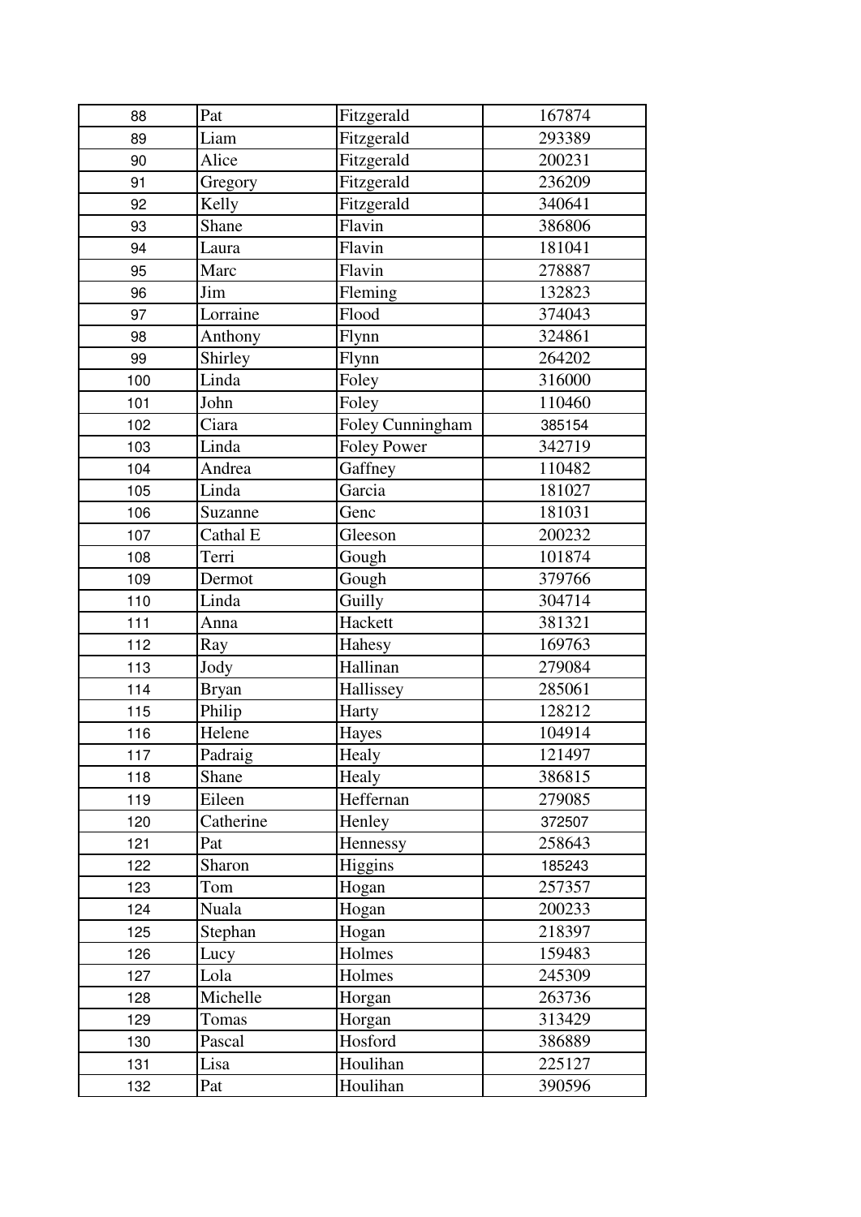| 88 | Pat | Fitzgerald | 167874 |
|---|---|---|---|
| 89 | Liam | Fitzgerald | 293389 |
| 90 | Alice | Fitzgerald | 200231 |
| 91 | Gregory | Fitzgerald | 236209 |
| 92 | Kelly | Fitzgerald | 340641 |
| 93 | Shane | Flavin | 386806 |
| 94 | Laura | Flavin | 181041 |
| 95 | Marc | Flavin | 278887 |
| 96 | Jim | Fleming | 132823 |
| 97 | Lorraine | Flood | 374043 |
| 98 | Anthony | Flynn | 324861 |
| 99 | Shirley | Flynn | 264202 |
| 100 | Linda | Foley | 316000 |
| 101 | John | Foley | 110460 |
| 102 | Ciara | Foley Cunningham | 385154 |
| 103 | Linda | Foley Power | 342719 |
| 104 | Andrea | Gaffney | 110482 |
| 105 | Linda | Garcia | 181027 |
| 106 | Suzanne | Genc | 181031 |
| 107 | Cathal E | Gleeson | 200232 |
| 108 | Terri | Gough | 101874 |
| 109 | Dermot | Gough | 379766 |
| 110 | Linda | Guilly | 304714 |
| 111 | Anna | Hackett | 381321 |
| 112 | Ray | Hahesy | 169763 |
| 113 | Jody | Hallinan | 279084 |
| 114 | Bryan | Hallissey | 285061 |
| 115 | Philip | Harty | 128212 |
| 116 | Helene | Hayes | 104914 |
| 117 | Padraig | Healy | 121497 |
| 118 | Shane | Healy | 386815 |
| 119 | Eileen | Heffernan | 279085 |
| 120 | Catherine | Henley | 372507 |
| 121 | Pat | Hennessy | 258643 |
| 122 | Sharon | Higgins | 185243 |
| 123 | Tom | Hogan | 257357 |
| 124 | Nuala | Hogan | 200233 |
| 125 | Stephan | Hogan | 218397 |
| 126 | Lucy | Holmes | 159483 |
| 127 | Lola | Holmes | 245309 |
| 128 | Michelle | Horgan | 263736 |
| 129 | Tomas | Horgan | 313429 |
| 130 | Pascal | Hosford | 386889 |
| 131 | Lisa | Houlihan | 225127 |
| 132 | Pat | Houlihan | 390596 |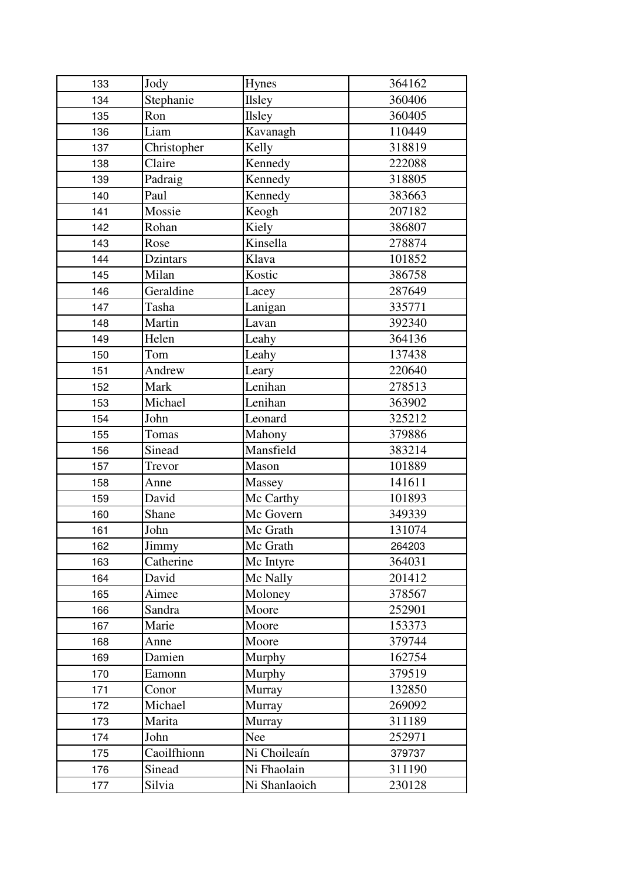| 133 | Jody | Hynes | 364162 |
|---|---|---|---|
| 134 | Stephanie | Ilsley | 360406 |
| 135 | Ron | Ilsley | 360405 |
| 136 | Liam | Kavanagh | 110449 |
| 137 | Christopher | Kelly | 318819 |
| 138 | Claire | Kennedy | 222088 |
| 139 | Padraig | Kennedy | 318805 |
| 140 | Paul | Kennedy | 383663 |
| 141 | Mossie | Keogh | 207182 |
| 142 | Rohan | Kiely | 386807 |
| 143 | Rose | Kinsella | 278874 |
| 144 | Dzintars | Klava | 101852 |
| 145 | Milan | Kostic | 386758 |
| 146 | Geraldine | Lacey | 287649 |
| 147 | Tasha | Lanigan | 335771 |
| 148 | Martin | Lavan | 392340 |
| 149 | Helen | Leahy | 364136 |
| 150 | Tom | Leahy | 137438 |
| 151 | Andrew | Leary | 220640 |
| 152 | Mark | Lenihan | 278513 |
| 153 | Michael | Lenihan | 363902 |
| 154 | John | Leonard | 325212 |
| 155 | Tomas | Mahony | 379886 |
| 156 | Sinead | Mansfield | 383214 |
| 157 | Trevor | Mason | 101889 |
| 158 | Anne | Massey | 141611 |
| 159 | David | Mc Carthy | 101893 |
| 160 | Shane | Mc Govern | 349339 |
| 161 | John | Mc Grath | 131074 |
| 162 | Jimmy | Mc Grath | 264203 |
| 163 | Catherine | Mc Intyre | 364031 |
| 164 | David | Mc Nally | 201412 |
| 165 | Aimee | Moloney | 378567 |
| 166 | Sandra | Moore | 252901 |
| 167 | Marie | Moore | 153373 |
| 168 | Anne | Moore | 379744 |
| 169 | Damien | Murphy | 162754 |
| 170 | Eamonn | Murphy | 379519 |
| 171 | Conor | Murray | 132850 |
| 172 | Michael | Murray | 269092 |
| 173 | Marita | Murray | 311189 |
| 174 | John | Nee | 252971 |
| 175 | Caoilfhionn | Ni Choileaín | 379737 |
| 176 | Sinead | Ni Fhaolain | 311190 |
| 177 | Silvia | Ni Shanlaoich | 230128 |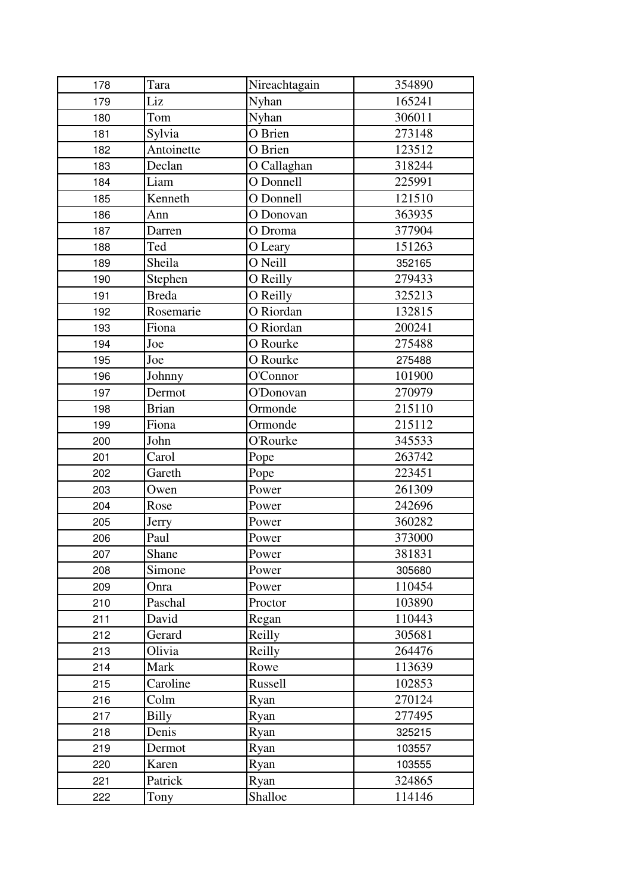| | | | |
|---|---|---|---|
| 178 | Tara | Nireachtagain | 354890 |
| 179 | Liz | Nyhan | 165241 |
| 180 | Tom | Nyhan | 306011 |
| 181 | Sylvia | O Brien | 273148 |
| 182 | Antoinette | O Brien | 123512 |
| 183 | Declan | O Callaghan | 318244 |
| 184 | Liam | O Donnell | 225991 |
| 185 | Kenneth | O Donnell | 121510 |
| 186 | Ann | O Donovan | 363935 |
| 187 | Darren | O Droma | 377904 |
| 188 | Ted | O Leary | 151263 |
| 189 | Sheila | O Neill | 352165 |
| 190 | Stephen | O Reilly | 279433 |
| 191 | Breda | O Reilly | 325213 |
| 192 | Rosemarie | O Riordan | 132815 |
| 193 | Fiona | O Riordan | 200241 |
| 194 | Joe | O Rourke | 275488 |
| 195 | Joe | O Rourke | 275488 |
| 196 | Johnny | O'Connor | 101900 |
| 197 | Dermot | O'Donovan | 270979 |
| 198 | Brian | Ormonde | 215110 |
| 199 | Fiona | Ormonde | 215112 |
| 200 | John | O'Rourke | 345533 |
| 201 | Carol | Pope | 263742 |
| 202 | Gareth | Pope | 223451 |
| 203 | Owen | Power | 261309 |
| 204 | Rose | Power | 242696 |
| 205 | Jerry | Power | 360282 |
| 206 | Paul | Power | 373000 |
| 207 | Shane | Power | 381831 |
| 208 | Simone | Power | 305680 |
| 209 | Onra | Power | 110454 |
| 210 | Paschal | Proctor | 103890 |
| 211 | David | Regan | 110443 |
| 212 | Gerard | Reilly | 305681 |
| 213 | Olivia | Reilly | 264476 |
| 214 | Mark | Rowe | 113639 |
| 215 | Caroline | Russell | 102853 |
| 216 | Colm | Ryan | 270124 |
| 217 | Billy | Ryan | 277495 |
| 218 | Denis | Ryan | 325215 |
| 219 | Dermot | Ryan | 103557 |
| 220 | Karen | Ryan | 103555 |
| 221 | Patrick | Ryan | 324865 |
| 222 | Tony | Shalloe | 114146 |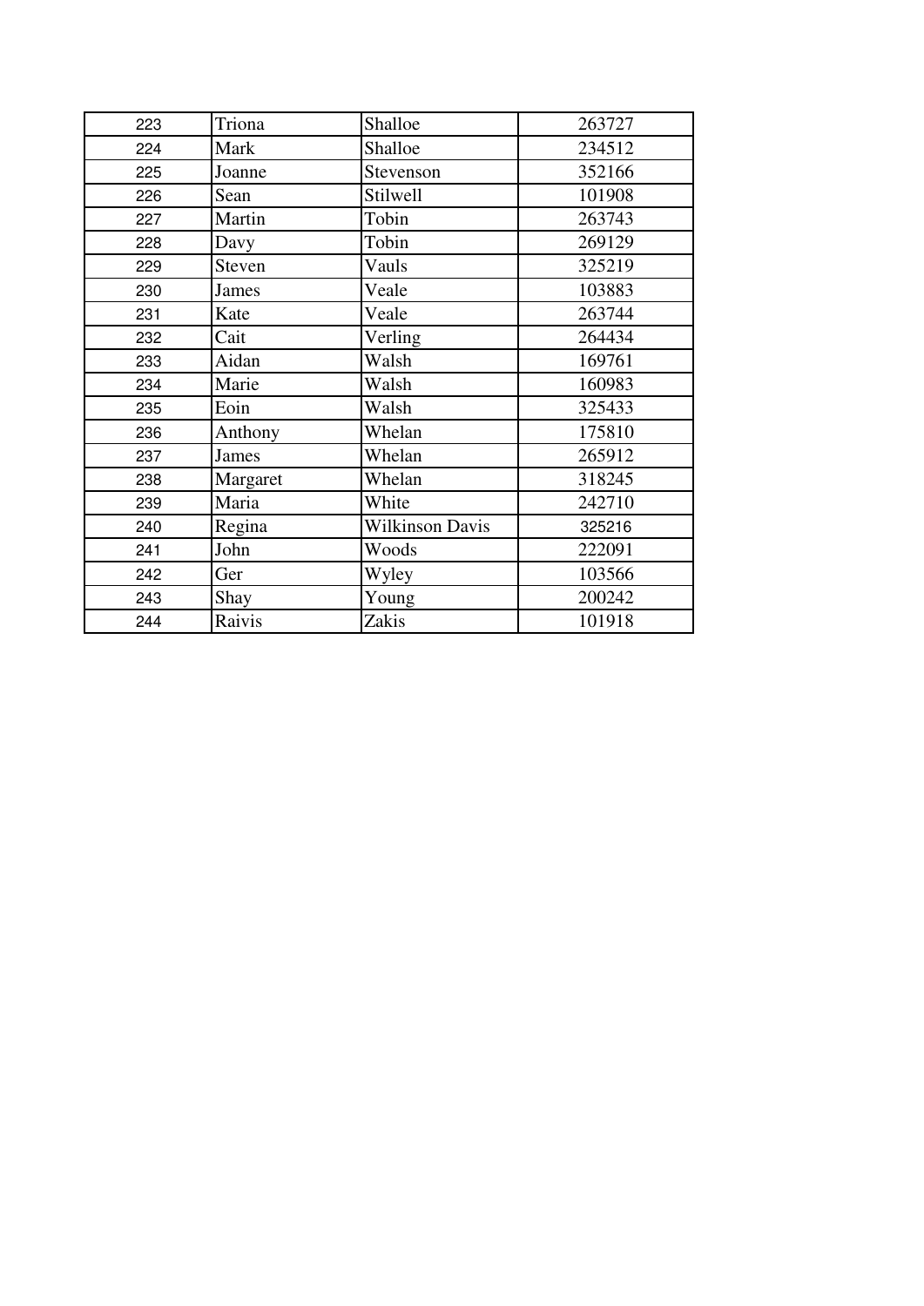| | | | |
|---|---|---|---|
| 223 | Triona | Shalloe | 263727 |
| 224 | Mark | Shalloe | 234512 |
| 225 | Joanne | Stevenson | 352166 |
| 226 | Sean | Stilwell | 101908 |
| 227 | Martin | Tobin | 263743 |
| 228 | Davy | Tobin | 269129 |
| 229 | Steven | Vauls | 325219 |
| 230 | James | Veale | 103883 |
| 231 | Kate | Veale | 263744 |
| 232 | Cait | Verling | 264434 |
| 233 | Aidan | Walsh | 169761 |
| 234 | Marie | Walsh | 160983 |
| 235 | Eoin | Walsh | 325433 |
| 236 | Anthony | Whelan | 175810 |
| 237 | James | Whelan | 265912 |
| 238 | Margaret | Whelan | 318245 |
| 239 | Maria | White | 242710 |
| 240 | Regina | Wilkinson Davis | 325216 |
| 241 | John | Woods | 222091 |
| 242 | Ger | Wyley | 103566 |
| 243 | Shay | Young | 200242 |
| 244 | Raivis | Zakis | 101918 |